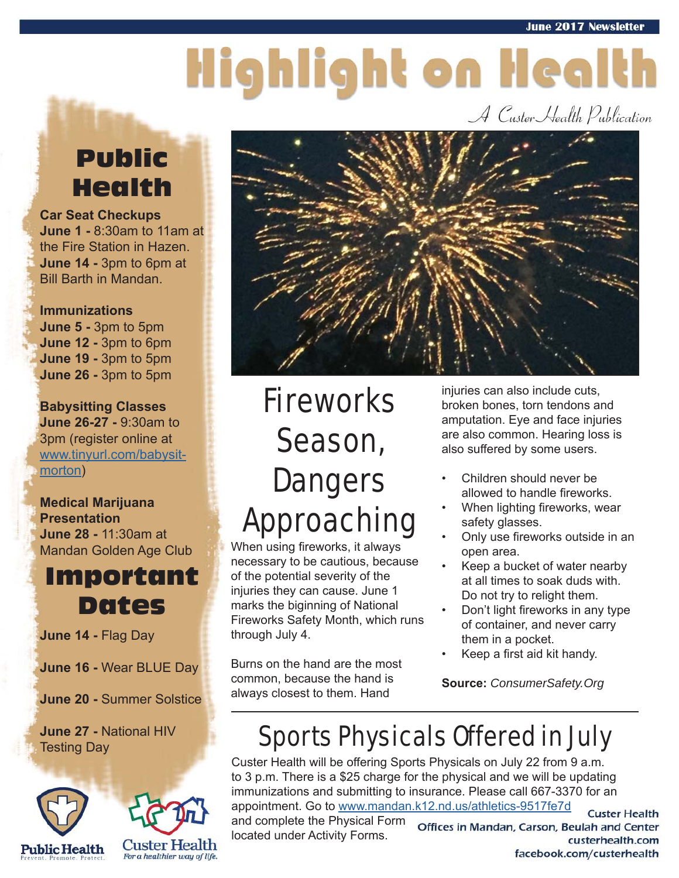June 2017 Newsletter

# Highlight on Health

*A Custer Health Publication*

## Public Health

**Car Seat Checkups**
**June 1 -** 8:30am to 11am at the Fire Station in Hazen.
**June 14 -** 3pm to 6pm at Bill Barth in Mandan.

**Immunizations**
**June 5 -** 3pm to 5pm
**June 12 -** 3pm to 6pm
**June 19 -** 3pm to 5pm
**June 26 -** 3pm to 5pm

**Babysitting Classes**
**June 26-27 -** 9:30am to 3pm (register online at www.tinyurl.com/babysit-morton)

**Medical Marijuana Presentation**
**June 28 -** 11:30am at Mandan Golden Age Club

## Important Dates

**June 14 -** Flag Day

**June 16 -** Wear BLUE Day

**June 20 -** Summer Solstice

**June 27 -** National HIV Testing Day

Public Health
Prevent. Promote. Protect.

Custer Health
*For a healthier way of life.*

# Fireworks Season, Dangers Approaching

When using fireworks, it always necessary to be cautious, because of the potential severity of the injuries they can cause. June 1 marks the biginning of National Fireworks Safety Month, which runs through July 4.

Burns on the hand are the most common, because the hand is always closest to them. Hand injuries can also include cuts, broken bones, torn tendons and amputation. Eye and face injuries are also common. Hearing loss is also suffered by some users.

- Children should never be allowed to handle fireworks.
- When lighting fireworks, wear safety glasses.
- Only use fireworks outside in an open area.
- Keep a bucket of water nearby at all times to soak duds with. Do not try to relight them.
- Don't light fireworks in any type of container, and never carry them in a pocket.
- Keep a first aid kit handy.

**Source:** *ConsumerSafety.Org*

# Sports Physicals Offered in July

Custer Health will be offering Sports Physicals on July 22 from 9 a.m. to 3 p.m. There is a $25 charge for the physical and we will be updating immunizations and submitting to insurance. Please call 667-3370 for an appointment. Go to www.mandan.k12.nd.us/athletics-9517fe7d and complete the Physical Form located under Activity Forms.

**Custer Health**
**Offices in Mandan, Carson, Beulah and Center**
**custerhealth.com**
**facebook.com/custerhealth**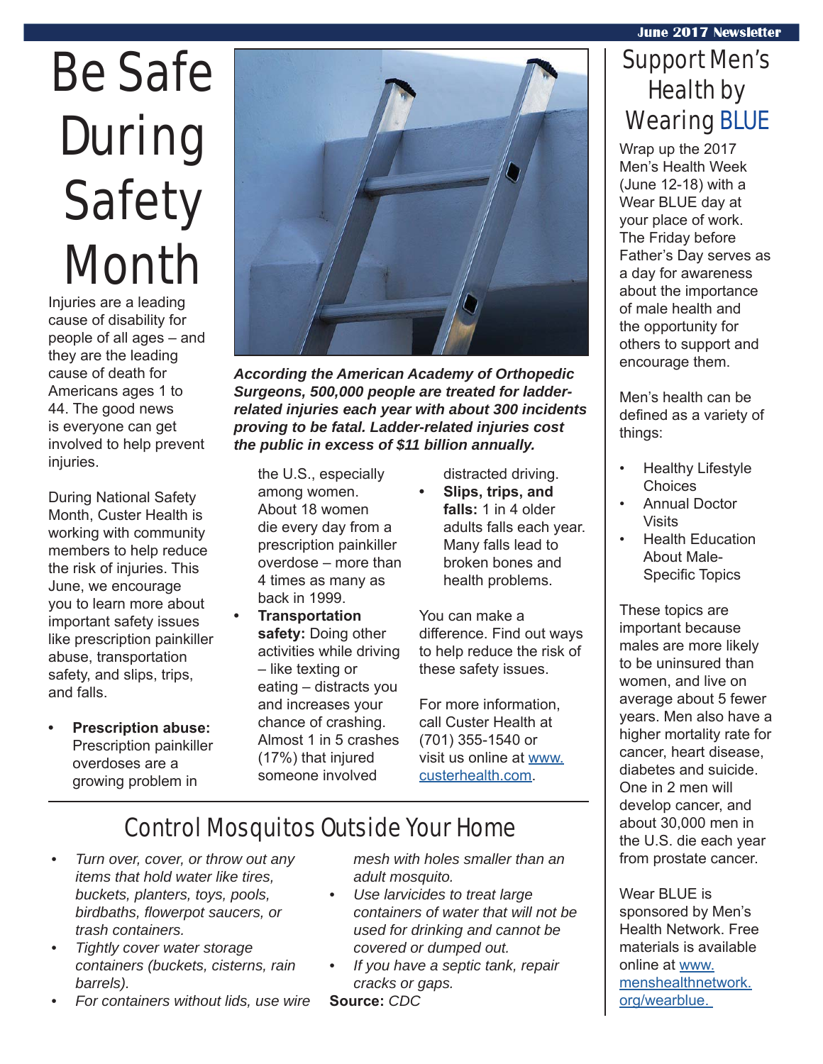# Be Safe During Safety Month

Injuries are a leading cause of disability for people of all ages – and they are the leading cause of death for Americans ages 1 to 44. The good news is everyone can get involved to help prevent injuries.

During National Safety Month, Custer Health is working with community members to help reduce the risk of injuries. This June, we encourage you to learn more about important safety issues like prescription painkiller abuse, transportation safety, and slips, trips, and falls.

- **Prescription abuse:** Prescription painkiller overdoses are a growing problem in the U.S., especially among women. About 18 women die every day from a prescription painkiller overdose – more than 4 times as many as back in 1999.
- **Transportation safety:** Doing other activities while driving – like texting or eating – distracts you and increases your chance of crashing. Almost 1 in 5 crashes (17%) that injured someone involved distracted driving.
- **Slips, trips, and falls:** 1 in 4 older adults falls each year. Many falls lead to broken bones and health problems.

You can make a difference. Find out ways to help reduce the risk of these safety issues.

For more information, call Custer Health at (701) 355-1540 or visit us online at www.custerhealth.com.

***According the American Academy of Orthopedic Surgeons, 500,000 people are treated for ladder-related injuries each year with about 300 incidents proving to be fatal. Ladder-related injuries cost the public in excess of $11 billion annually.***

## Control Mosquitos Outside Your Home

- *Turn over, cover, or throw out any items that hold water like tires, buckets, planters, toys, pools, birdbaths, flowerpot saucers, or trash containers.*
- *Tightly cover water storage containers (buckets, cisterns, rain barrels).*
- *For containers without lids, use wire mesh with holes smaller than an adult mosquito.*
- *Use larvicides to treat large containers of water that will not be used for drinking and cannot be covered or dumped out.*
- *If you have a septic tank, repair cracks or gaps.*

**Source:** *CDC*

## Support Men's Health by Wearing BLUE

Wrap up the 2017 Men's Health Week (June 12-18) with a Wear BLUE day at your place of work. The Friday before Father's Day serves as a day for awareness about the importance of male health and the opportunity for others to support and encourage them.

Men's health can be defined as a variety of things:

- Healthy Lifestyle Choices
- Annual Doctor Visits
- Health Education About Male-Specific Topics

These topics are important because males are more likely to be uninsured than women, and live on average about 5 fewer years. Men also have a higher mortality rate for cancer, heart disease, diabetes and suicide. One in 2 men will develop cancer, and about 30,000 men in the U.S. die each year from prostate cancer.

Wear BLUE is sponsored by Men's Health Network. Free materials is available online at www.menshealthnetwork.org/wearblue.